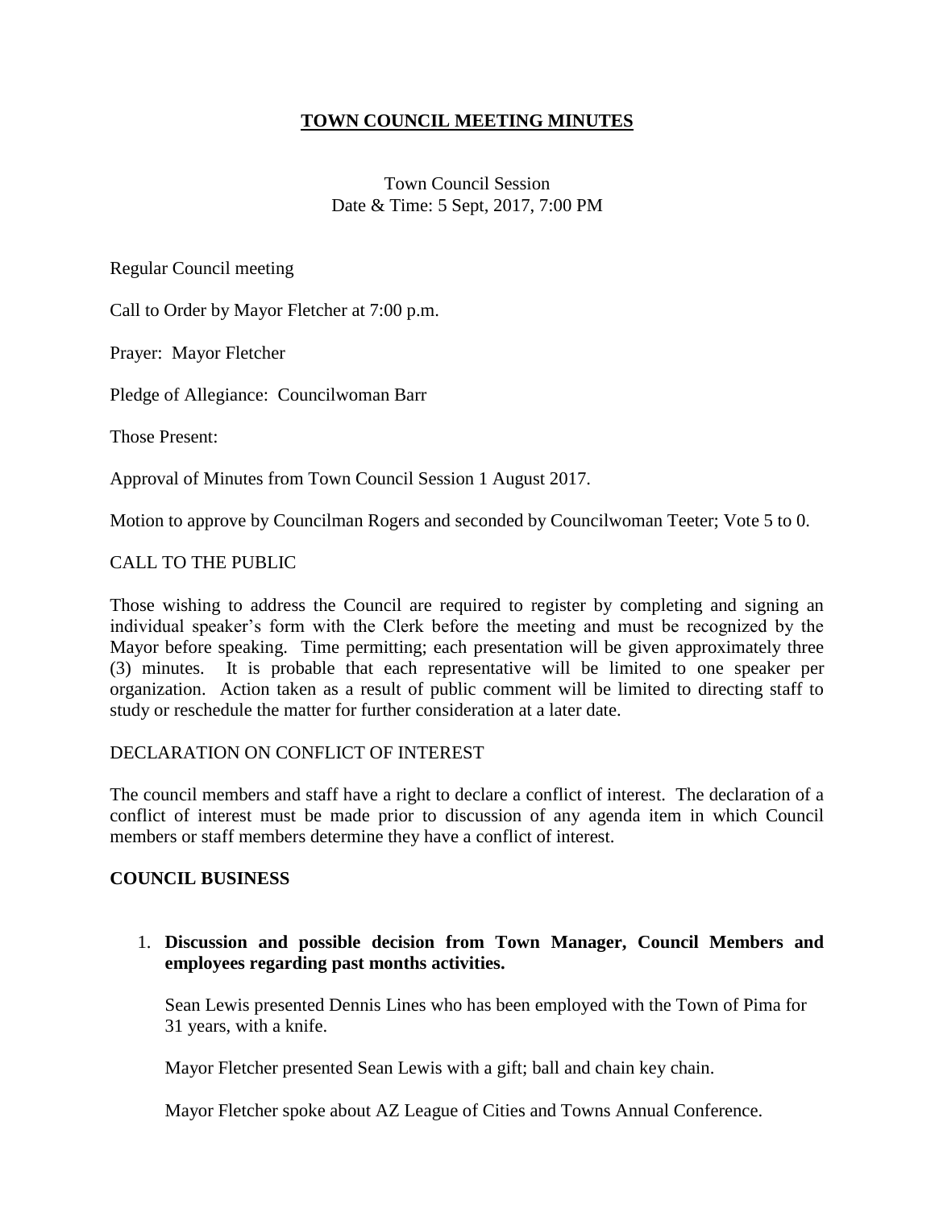# TOWN COUNCIL MEETING MINUTES

Town Council Session
Date & Time: 5 Sept, 2017, 7:00 PM

Regular Council meeting

Call to Order by Mayor Fletcher at 7:00 p.m.

Prayer: Mayor Fletcher

Pledge of Allegiance: Councilwoman Barr

Those Present:

Approval of Minutes from Town Council Session 1 August 2017.

Motion to approve by Councilman Rogers and seconded by Councilwoman Teeter; Vote 5 to 0.

CALL TO THE PUBLIC

Those wishing to address the Council are required to register by completing and signing an individual speaker's form with the Clerk before the meeting and must be recognized by the Mayor before speaking. Time permitting; each presentation will be given approximately three (3) minutes. It is probable that each representative will be limited to one speaker per organization. Action taken as a result of public comment will be limited to directing staff to study or reschedule the matter for further consideration at a later date.

DECLARATION ON CONFLICT OF INTEREST

The council members and staff have a right to declare a conflict of interest. The declaration of a conflict of interest must be made prior to discussion of any agenda item in which Council members or staff members determine they have a conflict of interest.

**COUNCIL BUSINESS**

1. **Discussion and possible decision from Town Manager, Council Members and employees regarding past months activities.**

   Sean Lewis presented Dennis Lines who has been employed with the Town of Pima for 31 years, with a knife.

   Mayor Fletcher presented Sean Lewis with a gift; ball and chain key chain.

   Mayor Fletcher spoke about AZ League of Cities and Towns Annual Conference.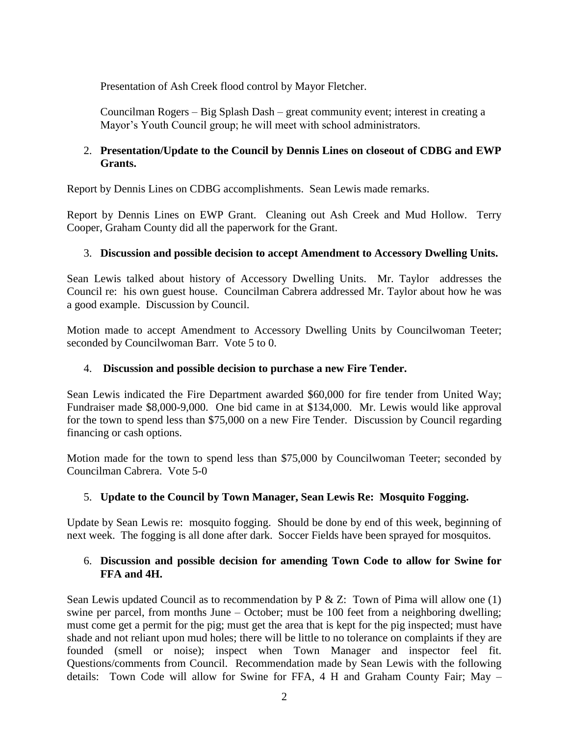Presentation of Ash Creek flood control by Mayor Fletcher.

Councilman Rogers – Big Splash Dash – great community event; interest in creating a Mayor's Youth Council group; he will meet with school administrators.

2. **Presentation/Update to the Council by Dennis Lines on closeout of CDBG and EWP Grants.**

Report by Dennis Lines on CDBG accomplishments. Sean Lewis made remarks.

Report by Dennis Lines on EWP Grant. Cleaning out Ash Creek and Mud Hollow. Terry Cooper, Graham County did all the paperwork for the Grant.

3. **Discussion and possible decision to accept Amendment to Accessory Dwelling Units.**

Sean Lewis talked about history of Accessory Dwelling Units. Mr. Taylor addresses the Council re: his own guest house. Councilman Cabrera addressed Mr. Taylor about how he was a good example. Discussion by Council.

Motion made to accept Amendment to Accessory Dwelling Units by Councilwoman Teeter; seconded by Councilwoman Barr. Vote 5 to 0.

4. **Discussion and possible decision to purchase a new Fire Tender.**

Sean Lewis indicated the Fire Department awarded $60,000 for fire tender from United Way; Fundraiser made $8,000-9,000. One bid came in at $134,000. Mr. Lewis would like approval for the town to spend less than $75,000 on a new Fire Tender. Discussion by Council regarding financing or cash options.

Motion made for the town to spend less than $75,000 by Councilwoman Teeter; seconded by Councilman Cabrera. Vote 5-0

5. **Update to the Council by Town Manager, Sean Lewis Re: Mosquito Fogging.**

Update by Sean Lewis re: mosquito fogging. Should be done by end of this week, beginning of next week. The fogging is all done after dark. Soccer Fields have been sprayed for mosquitos.

6. **Discussion and possible decision for amending Town Code to allow for Swine for FFA and 4H.**

Sean Lewis updated Council as to recommendation by P & Z: Town of Pima will allow one (1) swine per parcel, from months June – October; must be 100 feet from a neighboring dwelling; must come get a permit for the pig; must get the area that is kept for the pig inspected; must have shade and not reliant upon mud holes; there will be little to no tolerance on complaints if they are founded (smell or noise); inspect when Town Manager and inspector feel fit. Questions/comments from Council. Recommendation made by Sean Lewis with the following details: Town Code will allow for Swine for FFA, 4 H and Graham County Fair; May –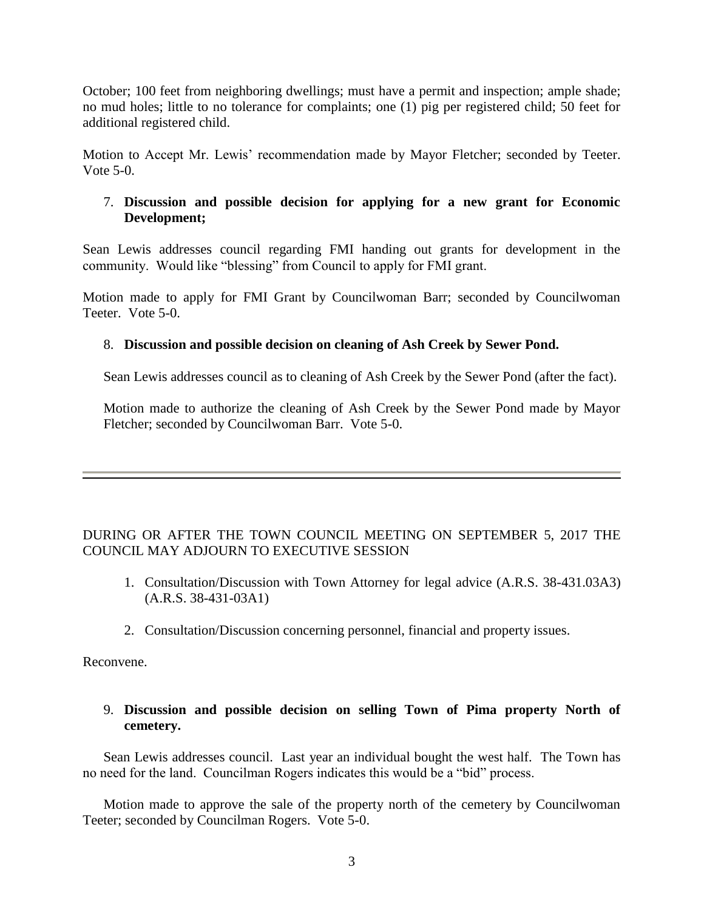October; 100 feet from neighboring dwellings; must have a permit and inspection; ample shade; no mud holes; little to no tolerance for complaints; one (1) pig per registered child; 50 feet for additional registered child.

Motion to Accept Mr. Lewis' recommendation made by Mayor Fletcher; seconded by Teeter. Vote 5-0.

7. **Discussion and possible decision for applying for a new grant for Economic Development;**

Sean Lewis addresses council regarding FMI handing out grants for development in the community. Would like "blessing" from Council to apply for FMI grant.

Motion made to apply for FMI Grant by Councilwoman Barr; seconded by Councilwoman Teeter. Vote 5-0.

8. **Discussion and possible decision on cleaning of Ash Creek by Sewer Pond.**

   Sean Lewis addresses council as to cleaning of Ash Creek by the Sewer Pond (after the fact).

   Motion made to authorize the cleaning of Ash Creek by the Sewer Pond made by Mayor Fletcher; seconded by Councilwoman Barr. Vote 5-0.

---

DURING OR AFTER THE TOWN COUNCIL MEETING ON SEPTEMBER 5, 2017 THE COUNCIL MAY ADJOURN TO EXECUTIVE SESSION

1. Consultation/Discussion with Town Attorney for legal advice (A.R.S. 38-431.03A3) (A.R.S. 38-431-03A1)

2. Consultation/Discussion concerning personnel, financial and property issues.

Reconvene.

9. **Discussion and possible decision on selling Town of Pima property North of cemetery.**

   Sean Lewis addresses council. Last year an individual bought the west half. The Town has no need for the land. Councilman Rogers indicates this would be a "bid" process.

   Motion made to approve the sale of the property north of the cemetery by Councilwoman Teeter; seconded by Councilman Rogers. Vote 5-0.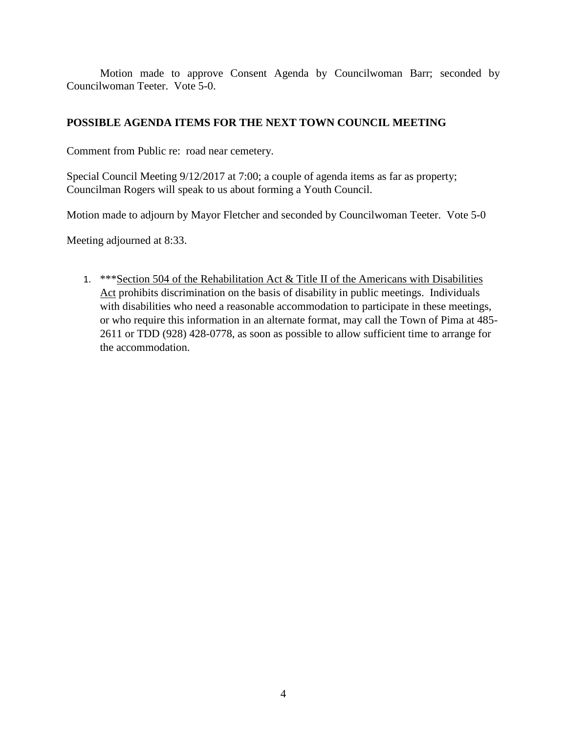Motion made to approve Consent Agenda by Councilwoman Barr; seconded by Councilwoman Teeter. Vote 5-0.

**POSSIBLE AGENDA ITEMS FOR THE NEXT TOWN COUNCIL MEETING**

Comment from Public re: road near cemetery.

Special Council Meeting 9/12/2017 at 7:00; a couple of agenda items as far as property; Councilman Rogers will speak to us about forming a Youth Council.

Motion made to adjourn by Mayor Fletcher and seconded by Councilwoman Teeter. Vote 5-0

Meeting adjourned at 8:33.

1. ***<u>Section 504 of the Rehabilitation Act & Title II of the Americans with Disabilities Act</u> prohibits discrimination on the basis of disability in public meetings. Individuals with disabilities who need a reasonable accommodation to participate in these meetings, or who require this information in an alternate format, may call the Town of Pima at 485-2611 or TDD (928) 428-0778, as soon as possible to allow sufficient time to arrange for the accommodation.